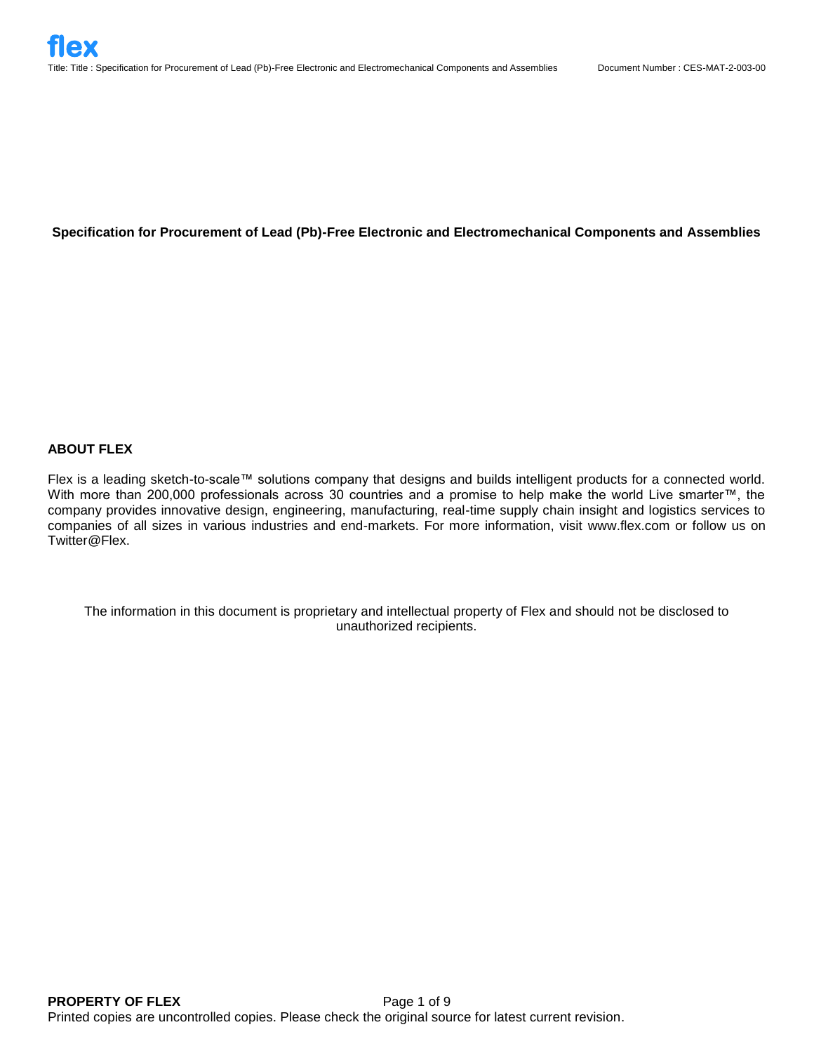# Specification for Procurement of Lead (Pb)-Free Electronic and Electromechanical Components and Assemblies

## ABOUT FLEX

Flex is a leading sketch-to-scale™ solutions company that designs and builds intelligent products for a connected world. With more than 200,000 professionals across 30 countries and a promise to help make the world Live smarter™, the company provides innovative design, engineering, manufacturing, real-time supply chain insight and logistics services to companies of all sizes in various industries and end-markets. For more information, visit www.flex.com or follow us on Twitter@Flex.

The information in this document is proprietary and intellectual property of Flex and should not be disclosed to unauthorized recipients.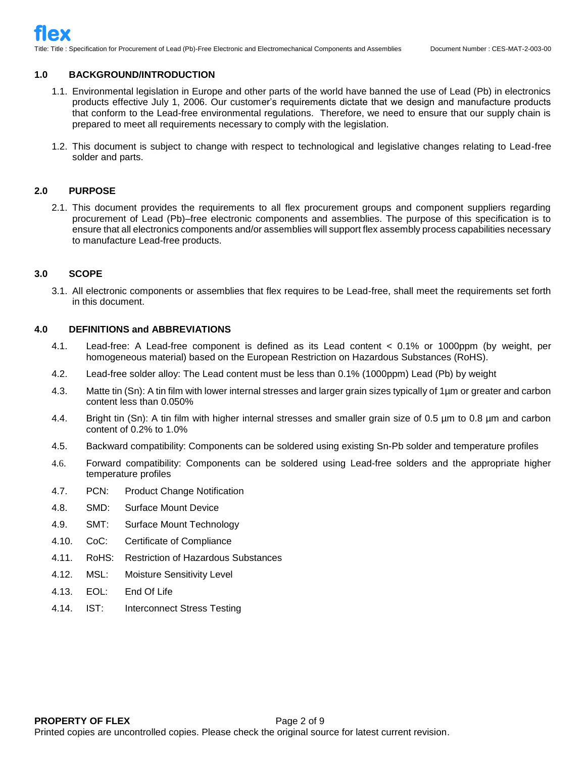## 1.0 BACKGROUND/INTRODUCTION

1.1. Environmental legislation in Europe and other parts of the world have banned the use of Lead (Pb) in electronics products effective July 1, 2006. Our customer's requirements dictate that we design and manufacture products that conform to the Lead-free environmental regulations. Therefore, we need to ensure that our supply chain is prepared to meet all requirements necessary to comply with the legislation.

1.2. This document is subject to change with respect to technological and legislative changes relating to Lead-free solder and parts.

## 2.0 PURPOSE

2.1. This document provides the requirements to all flex procurement groups and component suppliers regarding procurement of Lead (Pb)–free electronic components and assemblies. The purpose of this specification is to ensure that all electronics components and/or assemblies will support flex assembly process capabilities necessary to manufacture Lead-free products.

## 3.0 SCOPE

3.1. All electronic components or assemblies that flex requires to be Lead-free, shall meet the requirements set forth in this document.

## 4.0 DEFINITIONS and ABBREVIATIONS

4.1. Lead-free: A Lead-free component is defined as its Lead content < 0.1% or 1000ppm (by weight, per homogeneous material) based on the European Restriction on Hazardous Substances (RoHS).

4.2. Lead-free solder alloy: The Lead content must be less than 0.1% (1000ppm) Lead (Pb) by weight

4.3. Matte tin (Sn): A tin film with lower internal stresses and larger grain sizes typically of 1µm or greater and carbon content less than 0.050%

4.4. Bright tin (Sn): A tin film with higher internal stresses and smaller grain size of 0.5 µm to 0.8 µm and carbon content of 0.2% to 1.0%

4.5. Backward compatibility: Components can be soldered using existing Sn-Pb solder and temperature profiles

4.6. Forward compatibility: Components can be soldered using Lead-free solders and the appropriate higher temperature profiles

4.7. PCN: Product Change Notification

4.8. SMD: Surface Mount Device

4.9. SMT: Surface Mount Technology

4.10. CoC: Certificate of Compliance

4.11. RoHS: Restriction of Hazardous Substances

4.12. MSL: Moisture Sensitivity Level

4.13. EOL: End Of Life

4.14. IST: Interconnect Stress Testing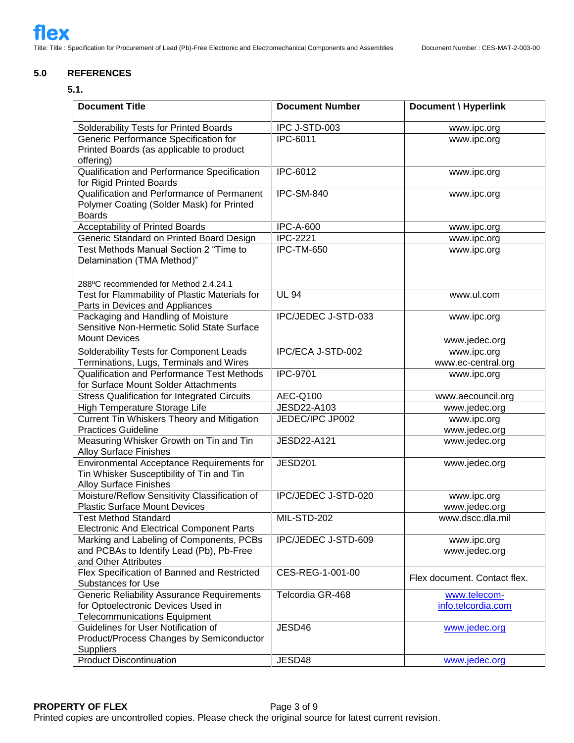## 5.0 REFERENCES

### 5.1.

| Document Title | Document Number | Document \ Hyperlink |
|---|---|---|
| Solderability Tests for Printed Boards | IPC J-STD-003 | www.ipc.org |
| Generic Performance Specification for Printed Boards (as applicable to product offering) | IPC-6011 | www.ipc.org |
| Qualification and Performance Specification for Rigid Printed Boards | IPC-6012 | www.ipc.org |
| Qualification and Performance of Permanent Polymer Coating (Solder Mask) for Printed Boards | IPC-SM-840 | www.ipc.org |
| Acceptability of Printed Boards | IPC-A-600 | www.ipc.org |
| Generic Standard on Printed Board Design | IPC-2221 | www.ipc.org |
| Test Methods Manual Section 2 "Time to Delamination (TMA Method)"<br><br>288ºC recommended for Method 2.4.24.1 | IPC-TM-650 | www.ipc.org |
| Test for Flammability of Plastic Materials for Parts in Devices and Appliances | UL 94 | www.ul.com |
| Packaging and Handling of Moisture Sensitive Non-Hermetic Solid State Surface Mount Devices | IPC/JEDEC J-STD-033 | www.ipc.org<br><br>www.jedec.org |
| Solderability Tests for Component Leads Terminations, Lugs, Terminals and Wires | IPC/ECA J-STD-002 | www.ipc.org<br>www.ec-central.org |
| Qualification and Performance Test Methods for Surface Mount Solder Attachments | IPC-9701 | www.ipc.org |
| Stress Qualification for Integrated Circuits | AEC-Q100 | www.aecouncil.org |
| High Temperature Storage Life | JESD22-A103 | www.jedec.org |
| Current Tin Whiskers Theory and Mitigation Practices Guideline | JEDEC/IPC JP002 | www.ipc.org<br>www.jedec.org |
| Measuring Whisker Growth on Tin and Tin Alloy Surface Finishes | JESD22-A121 | www.jedec.org |
| Environmental Acceptance Requirements for Tin Whisker Susceptibility of Tin and Tin Alloy Surface Finishes | JESD201 | www.jedec.org |
| Moisture/Reflow Sensitivity Classification of Plastic Surface Mount Devices | IPC/JEDEC J-STD-020 | www.ipc.org<br>www.jedec.org |
| Test Method Standard<br>Electronic And Electrical Component Parts | MIL-STD-202 | www.dscc.dla.mil |
| Marking and Labeling of Components, PCBs and PCBAs to Identify Lead (Pb), Pb-Free and Other Attributes | IPC/JEDEC J-STD-609 | www.ipc.org<br>www.jedec.org |
| Flex Specification of Banned and Restricted Substances for Use | CES-REG-1-001-00 | Flex document. Contact flex. |
| Generic Reliability Assurance Requirements for Optoelectronic Devices Used in Telecommunications Equipment | Telcordia GR-468 | www.telecom-info.telcordia.com |
| Guidelines for User Notification of Product/Process Changes by Semiconductor Suppliers | JESD46 | www.jedec.org |
| Product Discontinuation | JESD48 | www.jedec.org |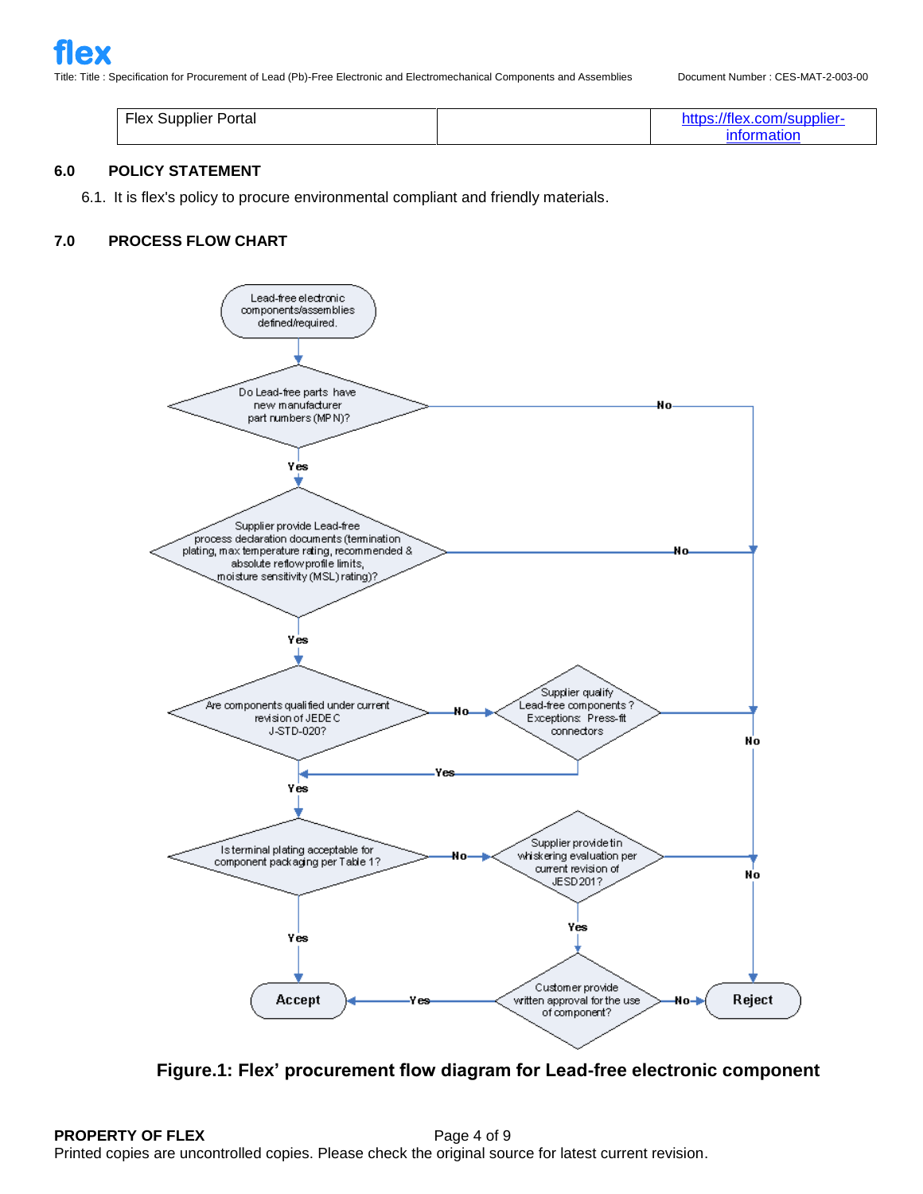| Flex Supplier Portal | | https://flex.com/supplier-information |
|---|---|---|

## 6.0 POLICY STATEMENT

6.1. It is flex's policy to procure environmental compliant and friendly materials.

## 7.0 PROCESS FLOW CHART

Lead-free electronic components/assemblies defined/required.

Do Lead-free parts have new manufacturer part numbers (MPN)?

Yes

No

Supplier provide Lead-free process declaration documents (termination plating, max temperature rating, recommended & absolute reflow profile limits, moisture sensitivity (MSL) rating)?

Yes

No

Are components qualified under current revision of JEDEC J-STD-020?

No

Supplier qualify Lead-free components? Exceptions: Press-fit connectors

Yes

No

Yes

Is terminal plating acceptable for component packaging per Table 1?

No

Supplier provide tin whiskering evaluation per current revision of JESD201?

No

Yes

Yes

Customer provide written approval for the use of component?

Yes

No

Accept

Reject

**Figure.1: Flex' procurement flow diagram for Lead-free electronic component**

**PROPERTY OF FLEX**

Printed copies are uncontrolled copies. Please check the original source for latest current revision.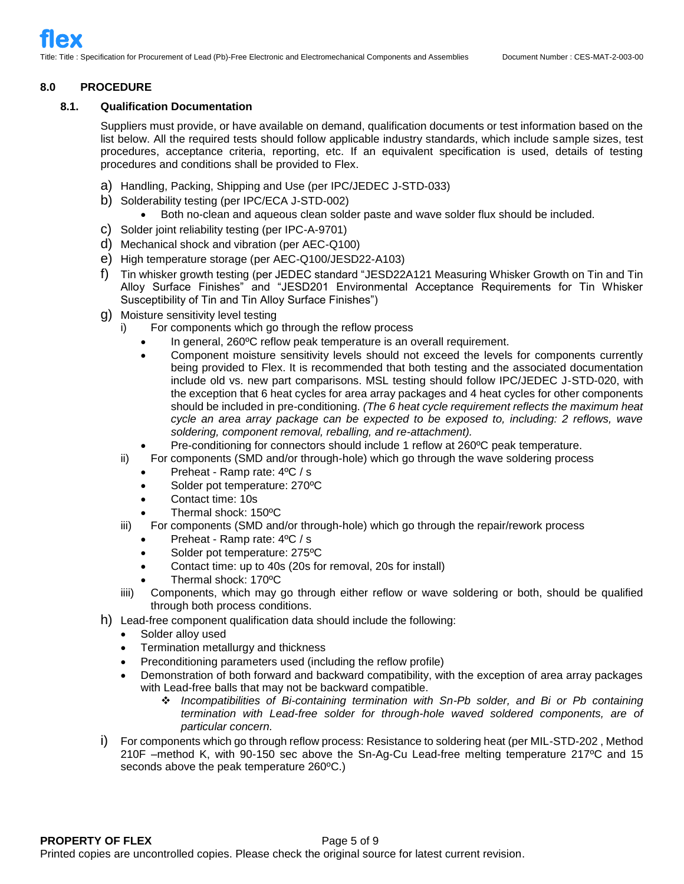## 8.0 PROCEDURE

### 8.1. Qualification Documentation

Suppliers must provide, or have available on demand, qualification documents or test information based on the list below. All the required tests should follow applicable industry standards, which include sample sizes, test procedures, acceptance criteria, reporting, etc. If an equivalent specification is used, details of testing procedures and conditions shall be provided to Flex.

a) Handling, Packing, Shipping and Use (per IPC/JEDEC J-STD-033)

b) Solderability testing (per IPC/ECA J-STD-002)
   - Both no-clean and aqueous clean solder paste and wave solder flux should be included.

c) Solder joint reliability testing (per IPC-A-9701)

d) Mechanical shock and vibration (per AEC-Q100)

e) High temperature storage (per AEC-Q100/JESD22-A103)

f) Tin whisker growth testing (per JEDEC standard "JESD22A121 Measuring Whisker Growth on Tin and Tin Alloy Surface Finishes" and "JESD201 Environmental Acceptance Requirements for Tin Whisker Susceptibility of Tin and Tin Alloy Surface Finishes")

g) Moisture sensitivity level testing
   i) For components which go through the reflow process
      - In general, 260ºC reflow peak temperature is an overall requirement.
      - Component moisture sensitivity levels should not exceed the levels for components currently being provided to Flex. It is recommended that both testing and the associated documentation include old vs. new part comparisons. MSL testing should follow IPC/JEDEC J-STD-020, with the exception that 6 heat cycles for area array packages and 4 heat cycles for other components should be included in pre-conditioning. *(The 6 heat cycle requirement reflects the maximum heat cycle an area array package can be expected to be exposed to, including: 2 reflows, wave soldering, component removal, reballing, and re-attachment).*
      - Pre-conditioning for connectors should include 1 reflow at 260ºC peak temperature.

   ii) For components (SMD and/or through-hole) which go through the wave soldering process
      - Preheat - Ramp rate: 4ºC / s
      - Solder pot temperature: 270ºC
      - Contact time: 10s
      - Thermal shock: 150ºC

   iii) For components (SMD and/or through-hole) which go through the repair/rework process
      - Preheat - Ramp rate: 4ºC / s
      - Solder pot temperature: 275ºC
      - Contact time: up to 40s (20s for removal, 20s for install)
      - Thermal shock: 170ºC

   iiii) Components, which may go through either reflow or wave soldering or both, should be qualified through both process conditions.

h) Lead-free component qualification data should include the following:
   - Solder alloy used
   - Termination metallurgy and thickness
   - Preconditioning parameters used (including the reflow profile)
   - Demonstration of both forward and backward compatibility, with the exception of area array packages with Lead-free balls that may not be backward compatible.
      - *Incompatibilities of Bi-containing termination with Sn-Pb solder, and Bi or Pb containing termination with Lead-free solder for through-hole waved soldered components, are of particular concern.*

i) For components which go through reflow process: Resistance to soldering heat (per MIL-STD-202 , Method 210F –method K, with 90-150 sec above the Sn-Ag-Cu Lead-free melting temperature 217ºC and 15 seconds above the peak temperature 260ºC.)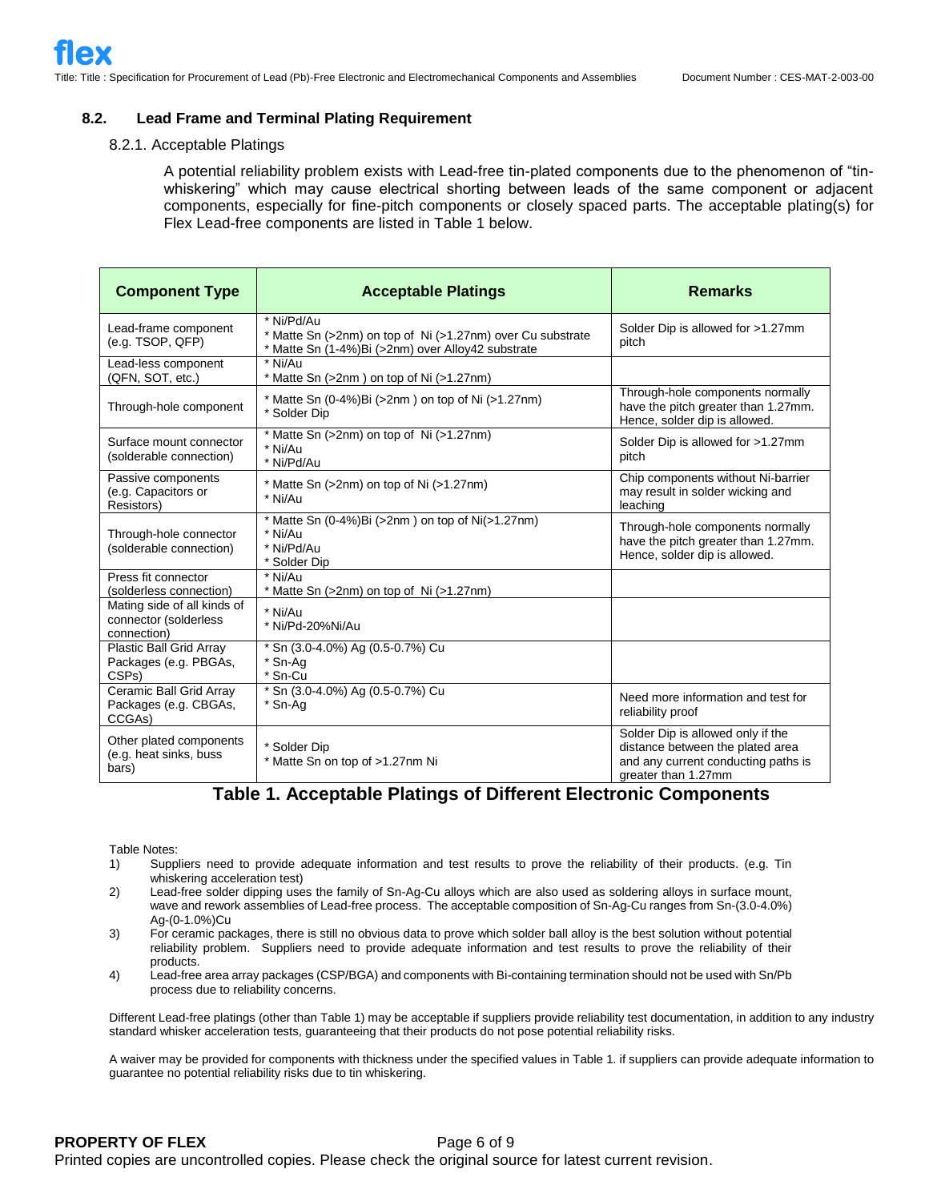### 8.2. Lead Frame and Terminal Plating Requirement

8.2.1. Acceptable Platings

A potential reliability problem exists with Lead-free tin-plated components due to the phenomenon of "tin-whiskering" which may cause electrical shorting between leads of the same component or adjacent components, especially for fine-pitch components or closely spaced parts. The acceptable plating(s) for Flex Lead-free components are listed in Table 1 below.

| Component Type | Acceptable Platings | Remarks |
|---|---|---|
| Lead-frame component (e.g. TSOP, QFP) | * Ni/Pd/Au<br>* Matte Sn (>2nm) on top of Ni (>1.27nm) over Cu substrate<br>* Matte Sn (1-4%)Bi (>2nm) over Alloy42 substrate | Solder Dip is allowed for >1.27mm pitch |
| Lead-less component (QFN, SOT, etc.) | * Ni/Au<br>* Matte Sn (>2nm ) on top of Ni (>1.27nm) | |
| Through-hole component | * Matte Sn (0-4%)Bi (>2nm ) on top of Ni (>1.27nm)<br>* Solder Dip | Through-hole components normally have the pitch greater than 1.27mm. Hence, solder dip is allowed. |
| Surface mount connector (solderable connection) | * Matte Sn (>2nm) on top of Ni (>1.27nm)<br>* Ni/Au<br>* Ni/Pd/Au | Solder Dip is allowed for >1.27mm pitch |
| Passive components (e.g. Capacitors or Resistors) | * Matte Sn (>2nm) on top of Ni (>1.27nm)<br>* Ni/Au | Chip components without Ni-barrier may result in solder wicking and leaching |
| Through-hole connector (solderable connection) | * Matte Sn (0-4%)Bi (>2nm ) on top of Ni(>1.27nm)<br>* Ni/Au<br>* Ni/Pd/Au<br>* Solder Dip | Through-hole components normally have the pitch greater than 1.27mm. Hence, solder dip is allowed. |
| Press fit connector (solderless connection) | * Ni/Au<br>* Matte Sn (>2nm) on top of Ni (>1.27nm) | |
| Mating side of all kinds of connector (solderless connection) | * Ni/Au<br>* Ni/Pd-20%Ni/Au | |
| Plastic Ball Grid Array Packages (e.g. PBGAs, CSPs) | * Sn (3.0-4.0%) Ag (0.5-0.7%) Cu<br>* Sn-Ag<br>* Sn-Cu | |
| Ceramic Ball Grid Array Packages (e.g. CBGAs, CCGAs) | * Sn (3.0-4.0%) Ag (0.5-0.7%) Cu<br>* Sn-Ag | Need more information and test for reliability proof |
| Other plated components (e.g. heat sinks, buss bars) | * Solder Dip<br>* Matte Sn on top of >1.27nm Ni | Solder Dip is allowed only if the distance between the plated area and any current conducting paths is greater than 1.27mm |

**Table 1. Acceptable Platings of Different Electronic Components**

Table Notes:

1) Suppliers need to provide adequate information and test results to prove the reliability of their products. (e.g. Tin whiskering acceleration test)
2) Lead-free solder dipping uses the family of Sn-Ag-Cu alloys which are also used as soldering alloys in surface mount, wave and rework assemblies of Lead-free process. The acceptable composition of Sn-Ag-Cu ranges from Sn-(3.0-4.0%) Ag-(0-1.0%)Cu
3) For ceramic packages, there is still no obvious data to prove which solder ball alloy is the best solution without potential reliability problem. Suppliers need to provide adequate information and test results to prove the reliability of their products.
4) Lead-free area array packages (CSP/BGA) and components with Bi-containing termination should not be used with Sn/Pb process due to reliability concerns.

Different Lead-free platings (other than Table 1) may be acceptable if suppliers provide reliability test documentation, in addition to any industry standard whisker acceleration tests, guaranteeing that their products do not pose potential reliability risks.

A waiver may be provided for components with thickness under the specified values in Table 1. if suppliers can provide adequate information to guarantee no potential reliability risks due to tin whiskering.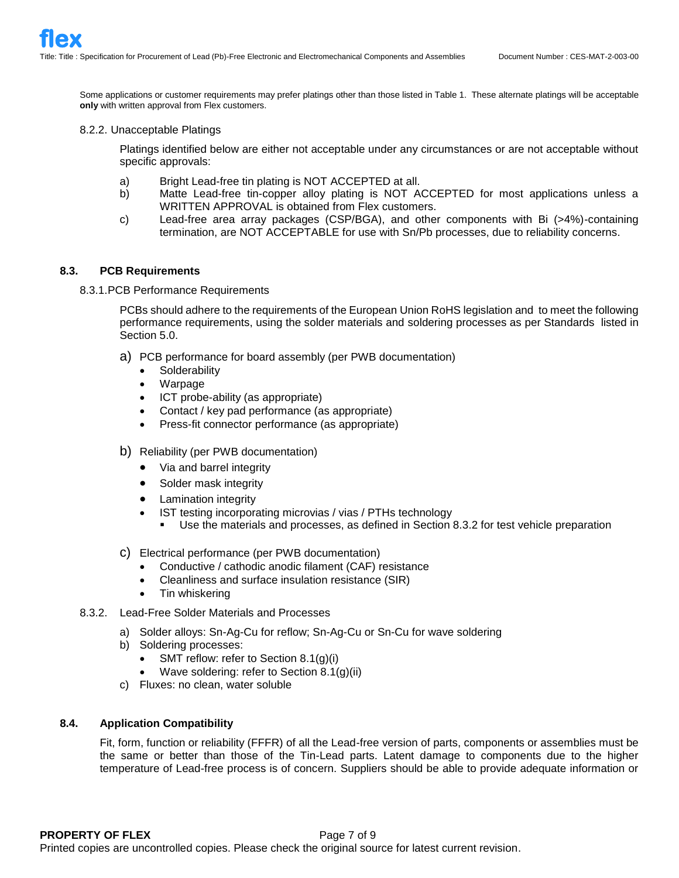Some applications or customer requirements may prefer platings other than those listed in Table 1. These alternate platings will be acceptable **only** with written approval from Flex customers.

8.2.2. Unacceptable Platings

Platings identified below are either not acceptable under any circumstances or are not acceptable without specific approvals:

a) Bright Lead-free tin plating is NOT ACCEPTED at all.
b) Matte Lead-free tin-copper alloy plating is NOT ACCEPTED for most applications unless a WRITTEN APPROVAL is obtained from Flex customers.
c) Lead-free area array packages (CSP/BGA), and other components with Bi (>4%)-containing termination, are NOT ACCEPTABLE for use with Sn/Pb processes, due to reliability concerns.

## 8.3. PCB Requirements

8.3.1. PCB Performance Requirements

PCBs should adhere to the requirements of the European Union RoHS legislation and to meet the following performance requirements, using the solder materials and soldering processes as per Standards listed in Section 5.0.

a) PCB performance for board assembly (per PWB documentation)
- Solderability
- Warpage
- ICT probe-ability (as appropriate)
- Contact / key pad performance (as appropriate)
- Press-fit connector performance (as appropriate)

b) Reliability (per PWB documentation)
- Via and barrel integrity
- Solder mask integrity
- Lamination integrity
- IST testing incorporating microvias / vias / PTHs technology
  - Use the materials and processes, as defined in Section 8.3.2 for test vehicle preparation

c) Electrical performance (per PWB documentation)
- Conductive / cathodic anodic filament (CAF) resistance
- Cleanliness and surface insulation resistance (SIR)
- Tin whiskering

8.3.2. Lead-Free Solder Materials and Processes

a) Solder alloys: Sn-Ag-Cu for reflow; Sn-Ag-Cu or Sn-Cu for wave soldering
b) Soldering processes:
- SMT reflow: refer to Section 8.1(g)(i)
- Wave soldering: refer to Section 8.1(g)(ii)

c) Fluxes: no clean, water soluble

## 8.4. Application Compatibility

Fit, form, function or reliability (FFFR) of all the Lead-free version of parts, components or assemblies must be the same or better than those of the Tin-Lead parts. Latent damage to components due to the higher temperature of Lead-free process is of concern. Suppliers should be able to provide adequate information or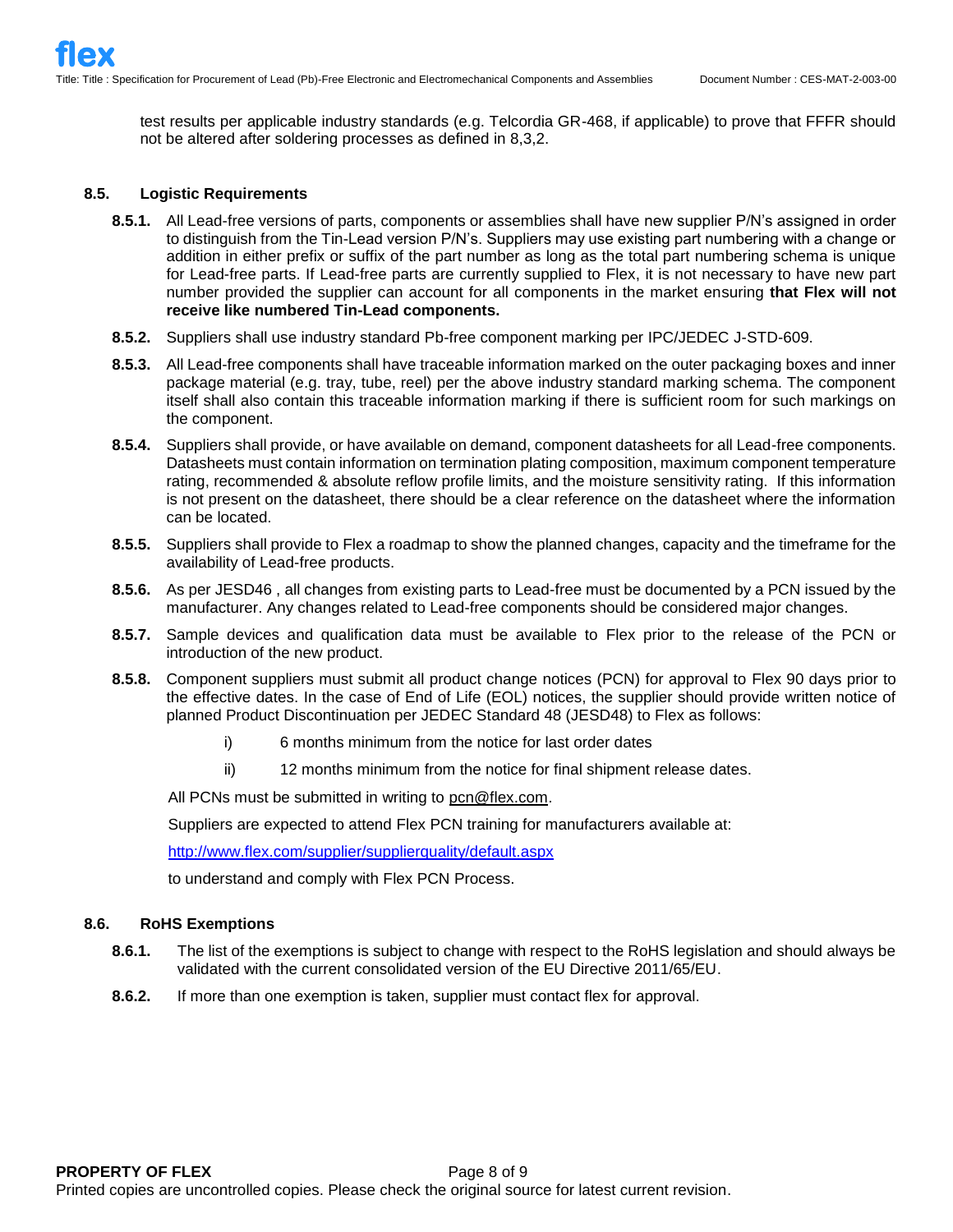test results per applicable industry standards (e.g. Telcordia GR-468, if applicable) to prove that FFFR should not be altered after soldering processes as defined in 8,3,2.

### 8.5. Logistic Requirements

**8.5.1.** All Lead-free versions of parts, components or assemblies shall have new supplier P/N's assigned in order to distinguish from the Tin-Lead version P/N's. Suppliers may use existing part numbering with a change or addition in either prefix or suffix of the part number as long as the total part numbering schema is unique for Lead-free parts. If Lead-free parts are currently supplied to Flex, it is not necessary to have new part number provided the supplier can account for all components in the market ensuring **that Flex will not receive like numbered Tin-Lead components.**

**8.5.2.** Suppliers shall use industry standard Pb-free component marking per IPC/JEDEC J-STD-609.

**8.5.3.** All Lead-free components shall have traceable information marked on the outer packaging boxes and inner package material (e.g. tray, tube, reel) per the above industry standard marking schema. The component itself shall also contain this traceable information marking if there is sufficient room for such markings on the component.

**8.5.4.** Suppliers shall provide, or have available on demand, component datasheets for all Lead-free components. Datasheets must contain information on termination plating composition, maximum component temperature rating, recommended & absolute reflow profile limits, and the moisture sensitivity rating. If this information is not present on the datasheet, there should be a clear reference on the datasheet where the information can be located.

**8.5.5.** Suppliers shall provide to Flex a roadmap to show the planned changes, capacity and the timeframe for the availability of Lead-free products.

**8.5.6.** As per JESD46 , all changes from existing parts to Lead-free must be documented by a PCN issued by the manufacturer. Any changes related to Lead-free components should be considered major changes.

**8.5.7.** Sample devices and qualification data must be available to Flex prior to the release of the PCN or introduction of the new product.

**8.5.8.** Component suppliers must submit all product change notices (PCN) for approval to Flex 90 days prior to the effective dates. In the case of End of Life (EOL) notices, the supplier should provide written notice of planned Product Discontinuation per JEDEC Standard 48 (JESD48) to Flex as follows:

i) 6 months minimum from the notice for last order dates

ii) 12 months minimum from the notice for final shipment release dates.

All PCNs must be submitted in writing to pcn@flex.com.

Suppliers are expected to attend Flex PCN training for manufacturers available at:

http://www.flex.com/supplier/supplierquality/default.aspx

to understand and comply with Flex PCN Process.

### 8.6. RoHS Exemptions

**8.6.1.** The list of the exemptions is subject to change with respect to the RoHS legislation and should always be validated with the current consolidated version of the EU Directive 2011/65/EU.

**8.6.2.** If more than one exemption is taken, supplier must contact flex for approval.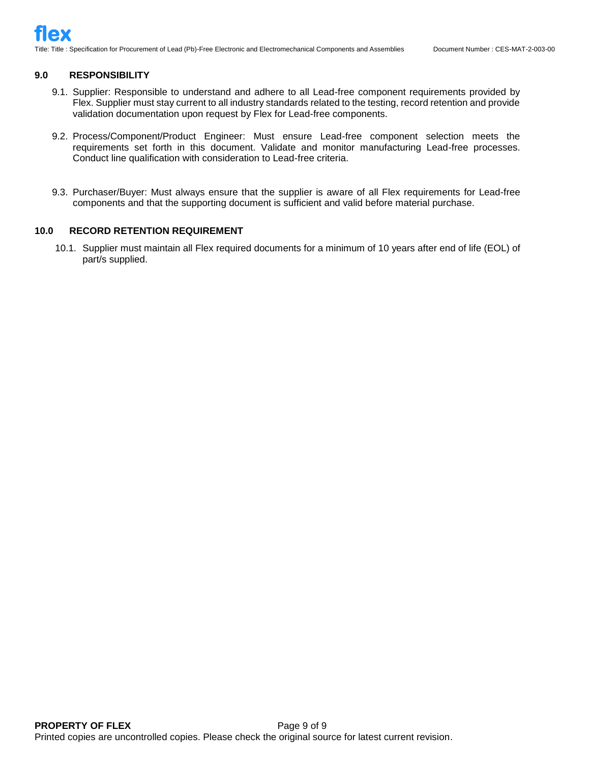## 9.0 RESPONSIBILITY

9.1. Supplier: Responsible to understand and adhere to all Lead-free component requirements provided by Flex. Supplier must stay current to all industry standards related to the testing, record retention and provide validation documentation upon request by Flex for Lead-free components.

9.2. Process/Component/Product Engineer: Must ensure Lead-free component selection meets the requirements set forth in this document. Validate and monitor manufacturing Lead-free processes. Conduct line qualification with consideration to Lead-free criteria.

9.3. Purchaser/Buyer: Must always ensure that the supplier is aware of all Flex requirements for Lead-free components and that the supporting document is sufficient and valid before material purchase.

## 10.0 RECORD RETENTION REQUIREMENT

10.1. Supplier must maintain all Flex required documents for a minimum of 10 years after end of life (EOL) of part/s supplied.